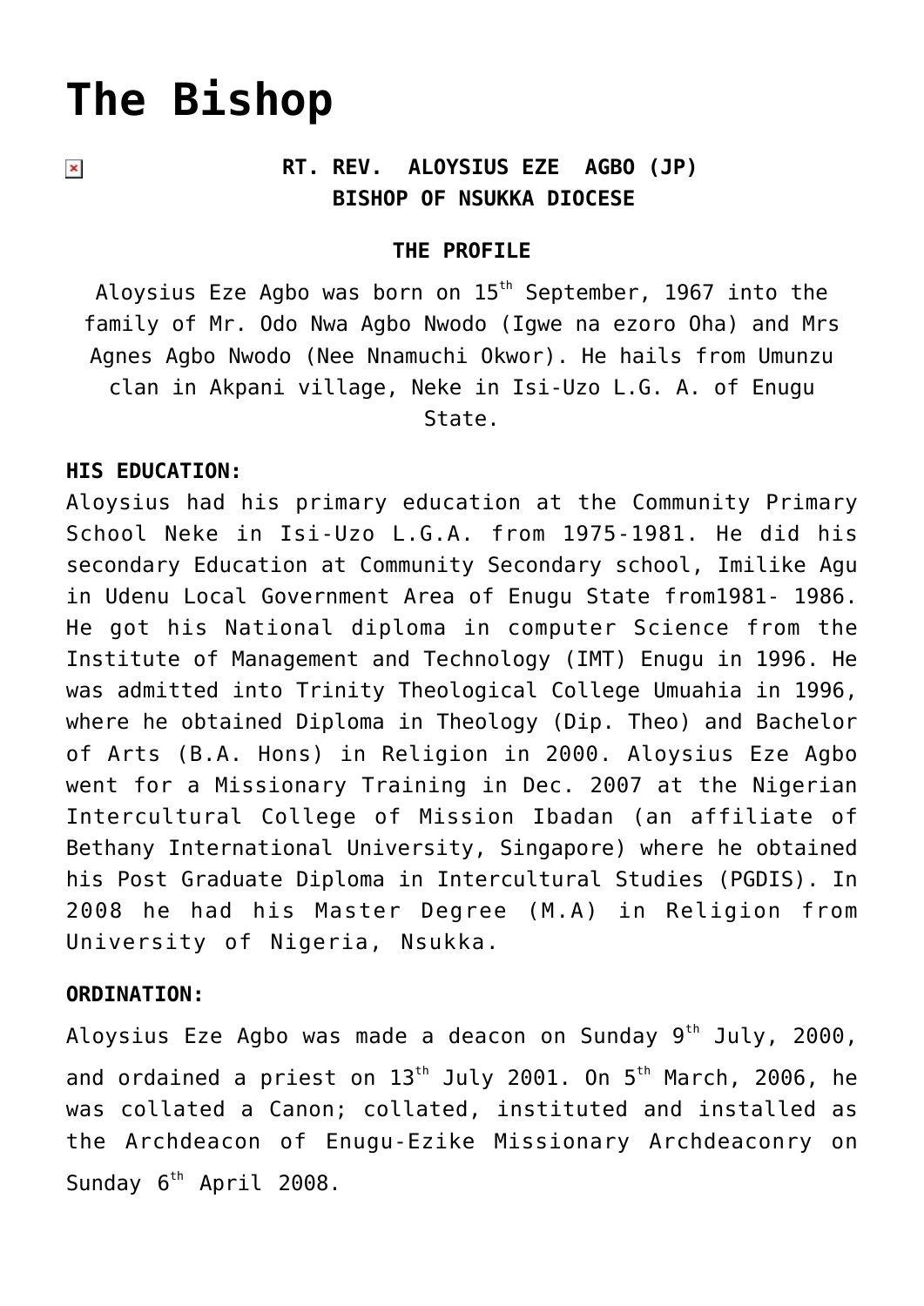# The Bishop

**RT. REV. ALOYSIUS EZE AGBO (JP)**
**BISHOP OF NSUKKA DIOCESE**

**THE PROFILE**

Aloysius Eze Agbo was born on 15th September, 1967 into the family of Mr. Odo Nwa Agbo Nwodo (Igwe na ezoro Oha) and Mrs Agnes Agbo Nwodo (Nee Nnamuchi Okwor). He hails from Umunzu clan in Akpani village, Neke in Isi-Uzo L.G. A. of Enugu State.

**HIS EDUCATION:**

Aloysius had his primary education at the Community Primary School Neke in Isi-Uzo L.G.A. from 1975-1981. He did his secondary Education at Community Secondary school, Imilike Agu in Udenu Local Government Area of Enugu State from1981- 1986. He got his National diploma in computer Science from the Institute of Management and Technology (IMT) Enugu in 1996. He was admitted into Trinity Theological College Umuahia in 1996, where he obtained Diploma in Theology (Dip. Theo) and Bachelor of Arts (B.A. Hons) in Religion in 2000. Aloysius Eze Agbo went for a Missionary Training in Dec. 2007 at the Nigerian Intercultural College of Mission Ibadan (an affiliate of Bethany International University, Singapore) where he obtained his Post Graduate Diploma in Intercultural Studies (PGDIS). In 2008 he had his Master Degree (M.A) in Religion from University of Nigeria, Nsukka.

**ORDINATION:**

Aloysius Eze Agbo was made a deacon on Sunday 9th July, 2000, and ordained a priest on 13th July 2001. On 5th March, 2006, he was collated a Canon; collated, instituted and installed as the Archdeacon of Enugu-Ezike Missionary Archdeaconry on Sunday 6th April 2008.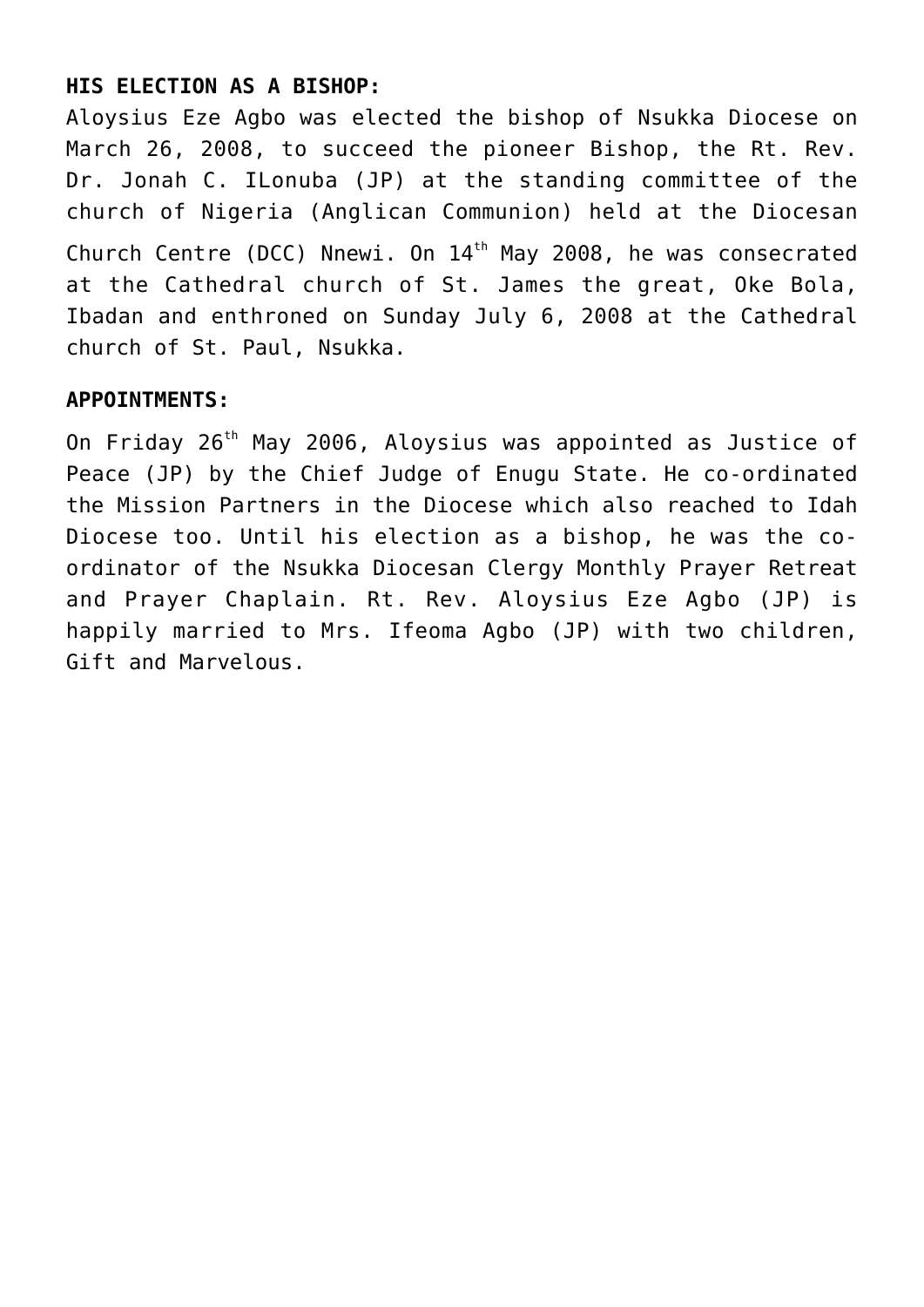**HIS ELECTION AS A BISHOP:**

Aloysius Eze Agbo was elected the bishop of Nsukka Diocese on March 26, 2008, to succeed the pioneer Bishop, the Rt. Rev. Dr. Jonah C. ILonuba (JP) at the standing committee of the church of Nigeria (Anglican Communion) held at the Diocesan Church Centre (DCC) Nnewi. On 14th May 2008, he was consecrated at the Cathedral church of St. James the great, Oke Bola, Ibadan and enthroned on Sunday July 6, 2008 at the Cathedral church of St. Paul, Nsukka.

**APPOINTMENTS:**

On Friday 26th May 2006, Aloysius was appointed as Justice of Peace (JP) by the Chief Judge of Enugu State. He co-ordinated the Mission Partners in the Diocese which also reached to Idah Diocese too. Until his election as a bishop, he was the co-ordinator of the Nsukka Diocesan Clergy Monthly Prayer Retreat and Prayer Chaplain. Rt. Rev. Aloysius Eze Agbo (JP) is happily married to Mrs. Ifeoma Agbo (JP) with two children, Gift and Marvelous.